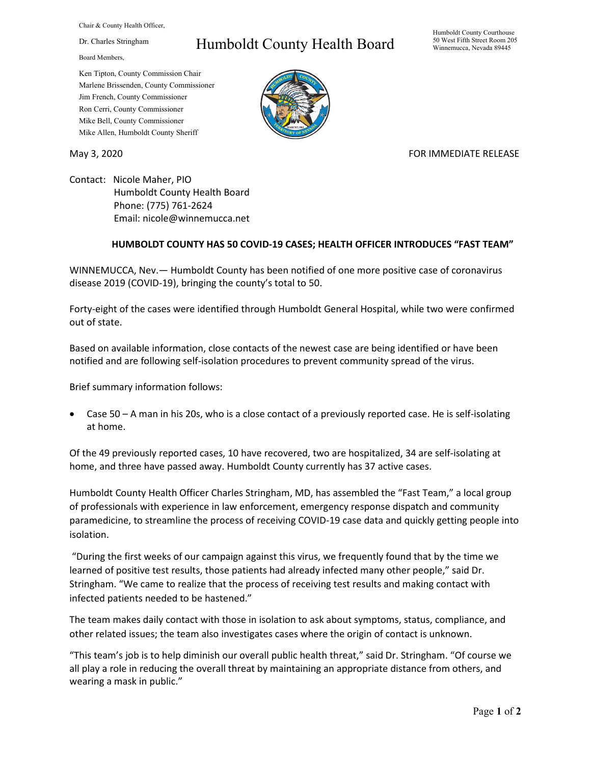Chair & County Health Officer,

Dr. Charles Stringham

Board Members,

Ken Tipton, County Commission Chair
Marlene Brissenden, County Commissioner
Jim French, County Commissioner
Ron Cerri, County Commissioner
Mike Bell, County Commissioner
Mike Allen, Humboldt County Sheriff

# Humboldt County Health Board

Humboldt County Courthouse
50 West Fifth Street Room 205
Winnemucca, Nevada 89445

May 3, 2020

FOR IMMEDIATE RELEASE

Contact: Nicole Maher, PIO
Humboldt County Health Board
Phone: (775) 761-2624
Email: nicole@winnemucca.net

## HUMBOLDT COUNTY HAS 50 COVID-19 CASES; HEALTH OFFICER INTRODUCES "FAST TEAM"

WINNEMUCCA, Nev.— Humboldt County has been notified of one more positive case of coronavirus disease 2019 (COVID-19), bringing the county's total to 50.

Forty-eight of the cases were identified through Humboldt General Hospital, while two were confirmed out of state.

Based on available information, close contacts of the newest case are being identified or have been notified and are following self-isolation procedures to prevent community spread of the virus.

Brief summary information follows:

- Case 50 – A man in his 20s, who is a close contact of a previously reported case. He is self-isolating at home.

Of the 49 previously reported cases, 10 have recovered, two are hospitalized, 34 are self-isolating at home, and three have passed away. Humboldt County currently has 37 active cases.

Humboldt County Health Officer Charles Stringham, MD, has assembled the "Fast Team," a local group of professionals with experience in law enforcement, emergency response dispatch and community paramedicine, to streamline the process of receiving COVID-19 case data and quickly getting people into isolation.

"During the first weeks of our campaign against this virus, we frequently found that by the time we learned of positive test results, those patients had already infected many other people," said Dr. Stringham. "We came to realize that the process of receiving test results and making contact with infected patients needed to be hastened."

The team makes daily contact with those in isolation to ask about symptoms, status, compliance, and other related issues; the team also investigates cases where the origin of contact is unknown.

"This team's job is to help diminish our overall public health threat," said Dr. Stringham. "Of course we all play a role in reducing the overall threat by maintaining an appropriate distance from others, and wearing a mask in public."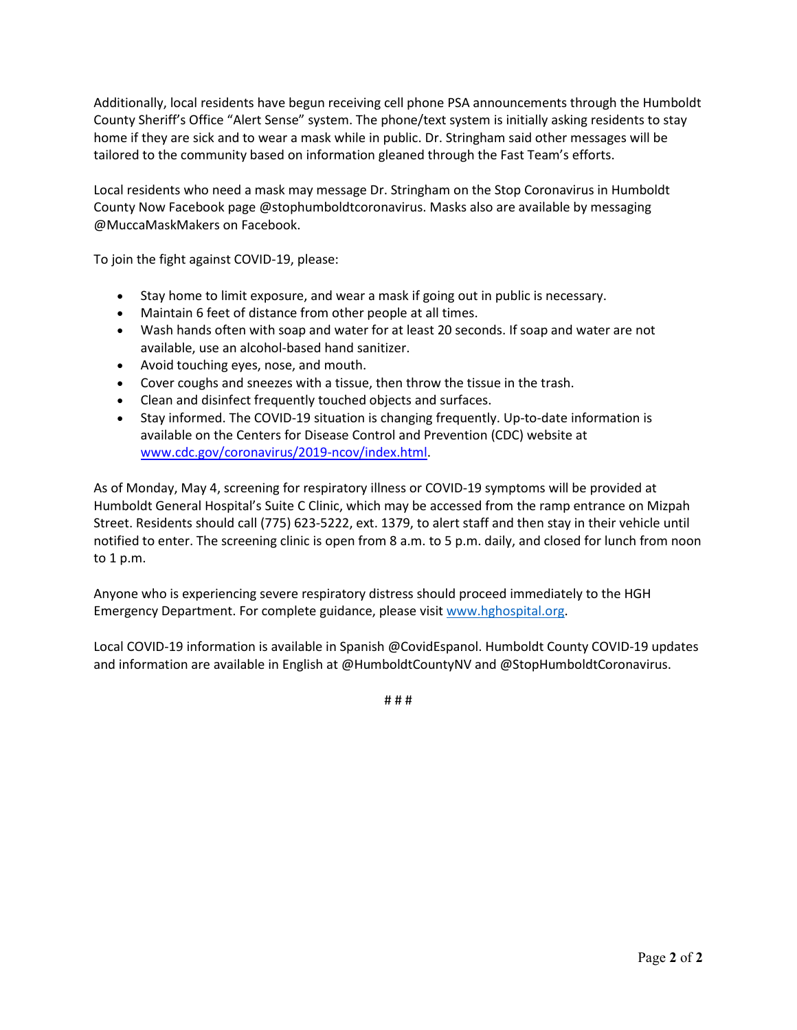Additionally, local residents have begun receiving cell phone PSA announcements through the Humboldt County Sheriff's Office "Alert Sense" system. The phone/text system is initially asking residents to stay home if they are sick and to wear a mask while in public. Dr. Stringham said other messages will be tailored to the community based on information gleaned through the Fast Team's efforts.

Local residents who need a mask may message Dr. Stringham on the Stop Coronavirus in Humboldt County Now Facebook page @stophumboldtcoronavirus. Masks also are available by messaging @MuccaMaskMakers on Facebook.

To join the fight against COVID-19, please:

- Stay home to limit exposure, and wear a mask if going out in public is necessary.
- Maintain 6 feet of distance from other people at all times.
- Wash hands often with soap and water for at least 20 seconds. If soap and water are not available, use an alcohol-based hand sanitizer.
- Avoid touching eyes, nose, and mouth.
- Cover coughs and sneezes with a tissue, then throw the tissue in the trash.
- Clean and disinfect frequently touched objects and surfaces.
- Stay informed. The COVID-19 situation is changing frequently. Up-to-date information is available on the Centers for Disease Control and Prevention (CDC) website at www.cdc.gov/coronavirus/2019-ncov/index.html.

As of Monday, May 4, screening for respiratory illness or COVID-19 symptoms will be provided at Humboldt General Hospital's Suite C Clinic, which may be accessed from the ramp entrance on Mizpah Street. Residents should call (775) 623-5222, ext. 1379, to alert staff and then stay in their vehicle until notified to enter. The screening clinic is open from 8 a.m. to 5 p.m. daily, and closed for lunch from noon to 1 p.m.

Anyone who is experiencing severe respiratory distress should proceed immediately to the HGH Emergency Department. For complete guidance, please visit www.hghospital.org.

Local COVID-19 information is available in Spanish @CovidEspanol. Humboldt County COVID-19 updates and information are available in English at @HumboldtCountyNV and @StopHumboldtCoronavirus.

# # #